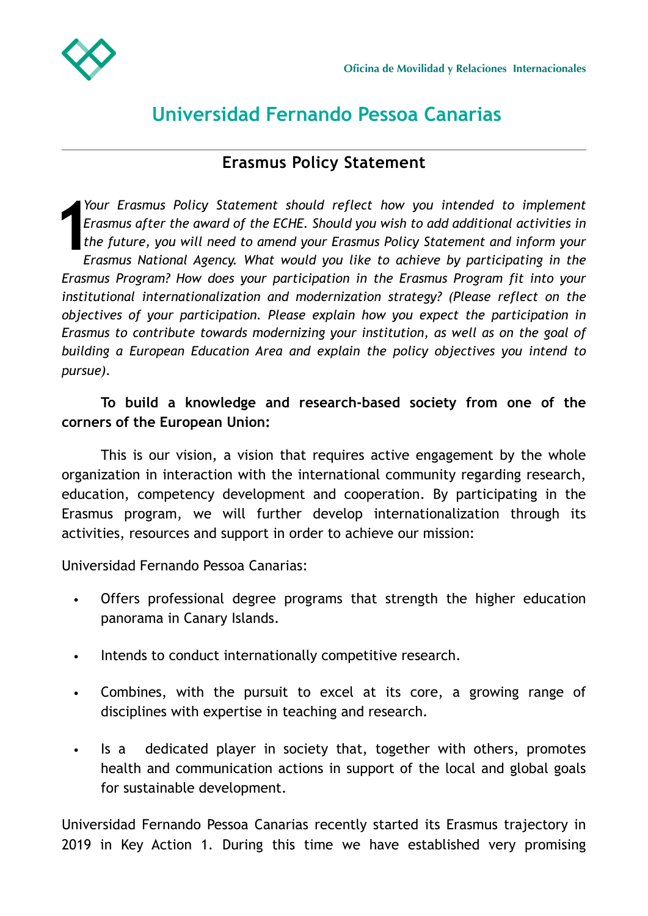Oficina de Movilidad y Relaciones Internacionales

# Universidad Fernando Pessoa Canarias

## Erasmus Policy Statement

*1 Your Erasmus Policy Statement should reflect how you intended to implement Erasmus after the award of the ECHE. Should you wish to add additional activities in the future, you will need to amend your Erasmus Policy Statement and inform your Erasmus National Agency. What would you like to achieve by participating in the Erasmus Program? How does your participation in the Erasmus Program fit into your institutional internationalization and modernization strategy? (Please reflect on the objectives of your participation. Please explain how you expect the participation in Erasmus to contribute towards modernizing your institution, as well as on the goal of building a European Education Area and explain the policy objectives you intend to pursue).*

**To build a knowledge and research-based society from one of the corners of the European Union:**

This is our vision, a vision that requires active engagement by the whole organization in interaction with the international community regarding research, education, competency development and cooperation. By participating in the Erasmus program, we will further develop internationalization through its activities, resources and support in order to achieve our mission:

Universidad Fernando Pessoa Canarias:

- Offers professional degree programs that strength the higher education panorama in Canary Islands.
- Intends to conduct internationally competitive research.
- Combines, with the pursuit to excel at its core, a growing range of disciplines with expertise in teaching and research.
- Is a dedicated player in society that, together with others, promotes health and communication actions in support of the local and global goals for sustainable development.

Universidad Fernando Pessoa Canarias recently started its Erasmus trajectory in 2019 in Key Action 1. During this time we have established very promising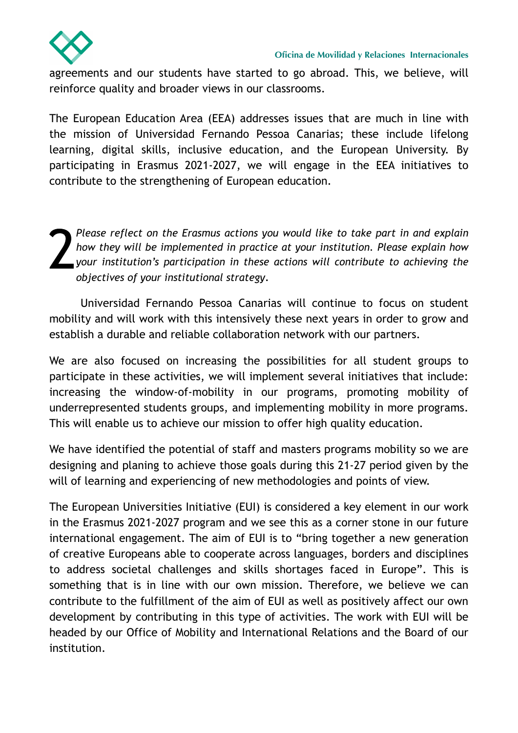agreements and our students have started to go abroad. This, we believe, will reinforce quality and broader views in our classrooms.

The European Education Area (EEA) addresses issues that are much in line with the mission of Universidad Fernando Pessoa Canarias; these include lifelong learning, digital skills, inclusive education, and the European University. By participating in Erasmus 2021-2027, we will engage in the EEA initiatives to contribute to the strengthening of European education.

## 2 *Please reflect on the Erasmus actions you would like to take part in and explain how they will be implemented in practice at your institution. Please explain how your institution's participation in these actions will contribute to achieving the objectives of your institutional strategy.*

Universidad Fernando Pessoa Canarias will continue to focus on student mobility and will work with this intensively these next years in order to grow and establish a durable and reliable collaboration network with our partners.

We are also focused on increasing the possibilities for all student groups to participate in these activities, we will implement several initiatives that include: increasing the window-of-mobility in our programs, promoting mobility of underrepresented students groups, and implementing mobility in more programs. This will enable us to achieve our mission to offer high quality education.

We have identified the potential of staff and masters programs mobility so we are designing and planing to achieve those goals during this 21-27 period given by the will of learning and experiencing of new methodologies and points of view.

The European Universities Initiative (EUI) is considered a key element in our work in the Erasmus 2021-2027 program and we see this as a corner stone in our future international engagement. The aim of EUI is to "bring together a new generation of creative Europeans able to cooperate across languages, borders and disciplines to address societal challenges and skills shortages faced in Europe". This is something that is in line with our own mission. Therefore, we believe we can contribute to the fulfillment of the aim of EUI as well as positively affect our own development by contributing in this type of activities. The work with EUI will be headed by our Office of Mobility and International Relations and the Board of our institution.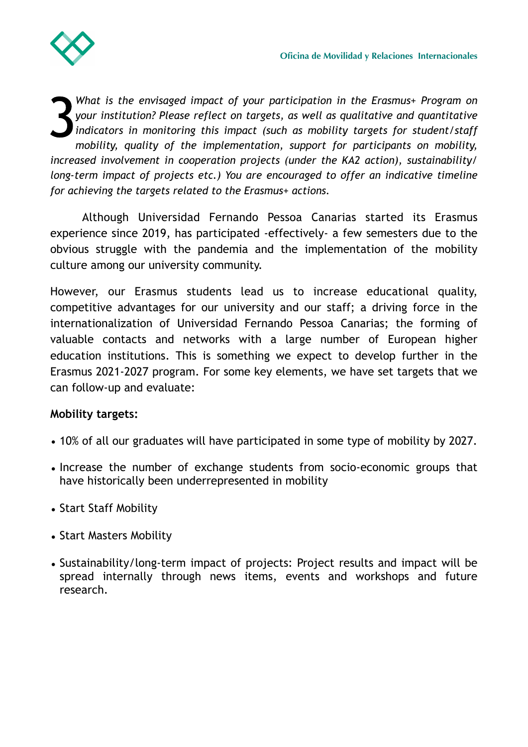3 *What is the envisaged impact of your participation in the Erasmus+ Program on your institution? Please reflect on targets, as well as qualitative and quantitative indicators in monitoring this impact (such as mobility targets for student/staff mobility, quality of the implementation, support for participants on mobility, increased involvement in cooperation projects (under the KA2 action), sustainability/ long-term impact of projects etc.) You are encouraged to offer an indicative timeline for achieving the targets related to the Erasmus+ actions.*

Although Universidad Fernando Pessoa Canarias started its Erasmus experience since 2019, has participated -effectively- a few semesters due to the obvious struggle with the pandemia and the implementation of the mobility culture among our university community.

However, our Erasmus students lead us to increase educational quality, competitive advantages for our university and our staff; a driving force in the internationalization of Universidad Fernando Pessoa Canarias; the forming of valuable contacts and networks with a large number of European higher education institutions. This is something we expect to develop further in the Erasmus 2021-2027 program. For some key elements, we have set targets that we can follow-up and evaluate:

**Mobility targets:**

- 10% of all our graduates will have participated in some type of mobility by 2027.
- Increase the number of exchange students from socio-economic groups that have historically been underrepresented in mobility
- Start Staff Mobility
- Start Masters Mobility
- Sustainability/long-term impact of projects: Project results and impact will be spread internally through news items, events and workshops and future research.